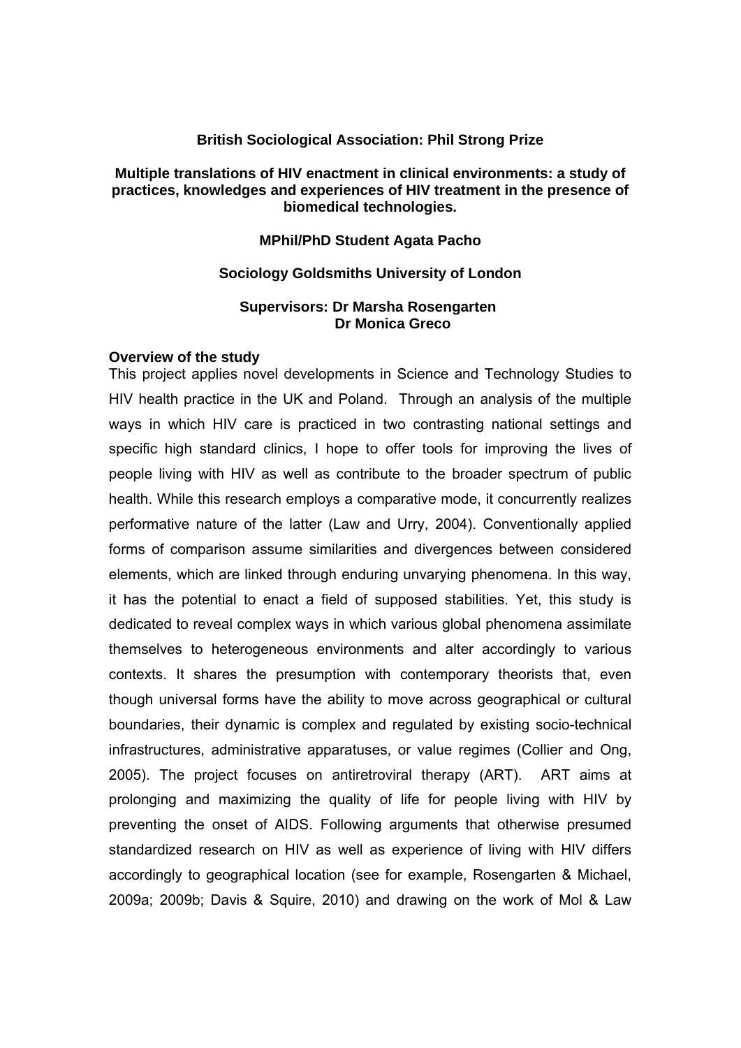**British Sociological Association: Phil Strong Prize**

**Multiple translations of HIV enactment in clinical environments: a study of practices, knowledges and experiences of HIV treatment in the presence of biomedical technologies.**

**MPhil/PhD Student Agata Pacho**

**Sociology Goldsmiths University of London**

**Supervisors: Dr Marsha Rosengarten**
**Dr Monica Greco**

## Overview of the study

This project applies novel developments in Science and Technology Studies to HIV health practice in the UK and Poland. Through an analysis of the multiple ways in which HIV care is practiced in two contrasting national settings and specific high standard clinics, I hope to offer tools for improving the lives of people living with HIV as well as contribute to the broader spectrum of public health. While this research employs a comparative mode, it concurrently realizes performative nature of the latter (Law and Urry, 2004). Conventionally applied forms of comparison assume similarities and divergences between considered elements, which are linked through enduring unvarying phenomena. In this way, it has the potential to enact a field of supposed stabilities. Yet, this study is dedicated to reveal complex ways in which various global phenomena assimilate themselves to heterogeneous environments and alter accordingly to various contexts. It shares the presumption with contemporary theorists that, even though universal forms have the ability to move across geographical or cultural boundaries, their dynamic is complex and regulated by existing socio-technical infrastructures, administrative apparatuses, or value regimes (Collier and Ong, 2005). The project focuses on antiretroviral therapy (ART). ART aims at prolonging and maximizing the quality of life for people living with HIV by preventing the onset of AIDS. Following arguments that otherwise presumed standardized research on HIV as well as experience of living with HIV differs accordingly to geographical location (see for example, Rosengarten & Michael, 2009a; 2009b; Davis & Squire, 2010) and drawing on the work of Mol & Law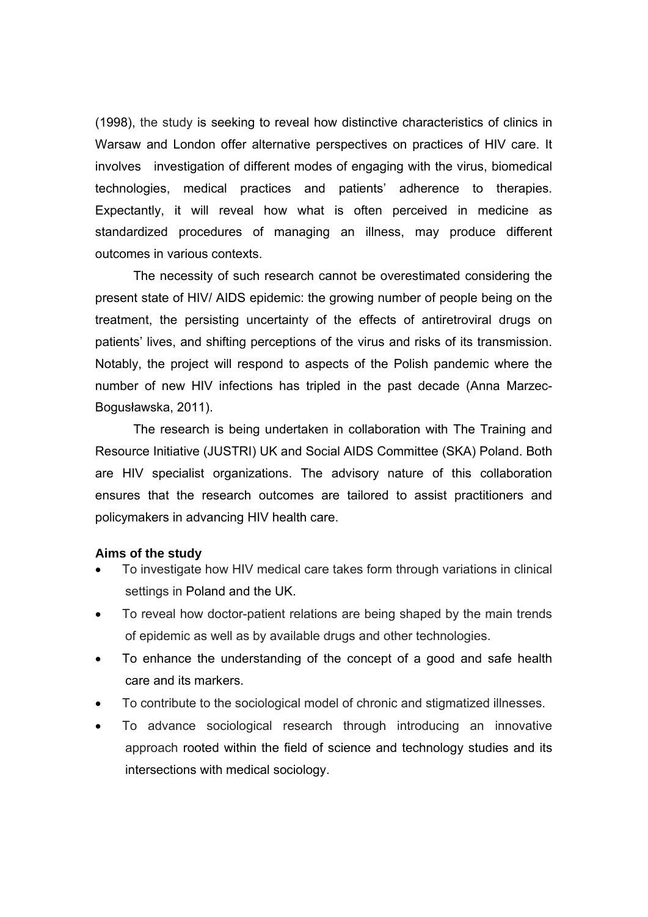(1998), the study is seeking to reveal how distinctive characteristics of clinics in Warsaw and London offer alternative perspectives on practices of HIV care. It involves investigation of different modes of engaging with the virus, biomedical technologies, medical practices and patients' adherence to therapies. Expectantly, it will reveal how what is often perceived in medicine as standardized procedures of managing an illness, may produce different outcomes in various contexts.

The necessity of such research cannot be overestimated considering the present state of HIV/ AIDS epidemic: the growing number of people being on the treatment, the persisting uncertainty of the effects of antiretroviral drugs on patients' lives, and shifting perceptions of the virus and risks of its transmission. Notably, the project will respond to aspects of the Polish pandemic where the number of new HIV infections has tripled in the past decade (Anna Marzec-Bogusławska, 2011).

The research is being undertaken in collaboration with The Training and Resource Initiative (JUSTRI) UK and Social AIDS Committee (SKA) Poland. Both are HIV specialist organizations. The advisory nature of this collaboration ensures that the research outcomes are tailored to assist practitioners and policymakers in advancing HIV health care.

**Aims of the study**

- To investigate how HIV medical care takes form through variations in clinical settings in Poland and the UK.
- To reveal how doctor-patient relations are being shaped by the main trends of epidemic as well as by available drugs and other technologies.
- To enhance the understanding of the concept of a good and safe health care and its markers.
- To contribute to the sociological model of chronic and stigmatized illnesses.
- To advance sociological research through introducing an innovative approach rooted within the field of science and technology studies and its intersections with medical sociology.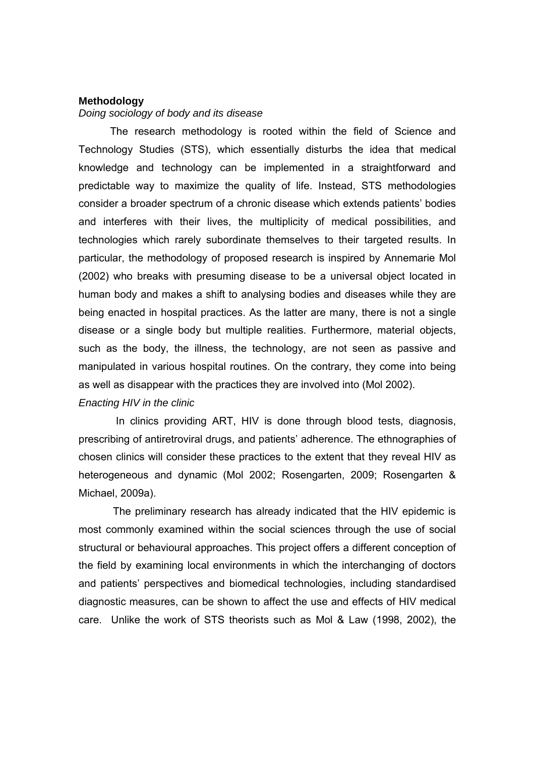## Methodology

*Doing sociology of body and its disease*

The research methodology is rooted within the field of Science and Technology Studies (STS), which essentially disturbs the idea that medical knowledge and technology can be implemented in a straightforward and predictable way to maximize the quality of life. Instead, STS methodologies consider a broader spectrum of a chronic disease which extends patients' bodies and interferes with their lives, the multiplicity of medical possibilities, and technologies which rarely subordinate themselves to their targeted results. In particular, the methodology of proposed research is inspired by Annemarie Mol (2002) who breaks with presuming disease to be a universal object located in human body and makes a shift to analysing bodies and diseases while they are being enacted in hospital practices. As the latter are many, there is not a single disease or a single body but multiple realities. Furthermore, material objects, such as the body, the illness, the technology, are not seen as passive and manipulated in various hospital routines. On the contrary, they come into being as well as disappear with the practices they are involved into (Mol 2002).

*Enacting HIV in the clinic*

In clinics providing ART, HIV is done through blood tests, diagnosis, prescribing of antiretroviral drugs, and patients' adherence. The ethnographies of chosen clinics will consider these practices to the extent that they reveal HIV as heterogeneous and dynamic (Mol 2002; Rosengarten, 2009; Rosengarten & Michael, 2009a).

The preliminary research has already indicated that the HIV epidemic is most commonly examined within the social sciences through the use of social structural or behavioural approaches. This project offers a different conception of the field by examining local environments in which the interchanging of doctors and patients' perspectives and biomedical technologies, including standardised diagnostic measures, can be shown to affect the use and effects of HIV medical care. Unlike the work of STS theorists such as Mol & Law (1998, 2002), the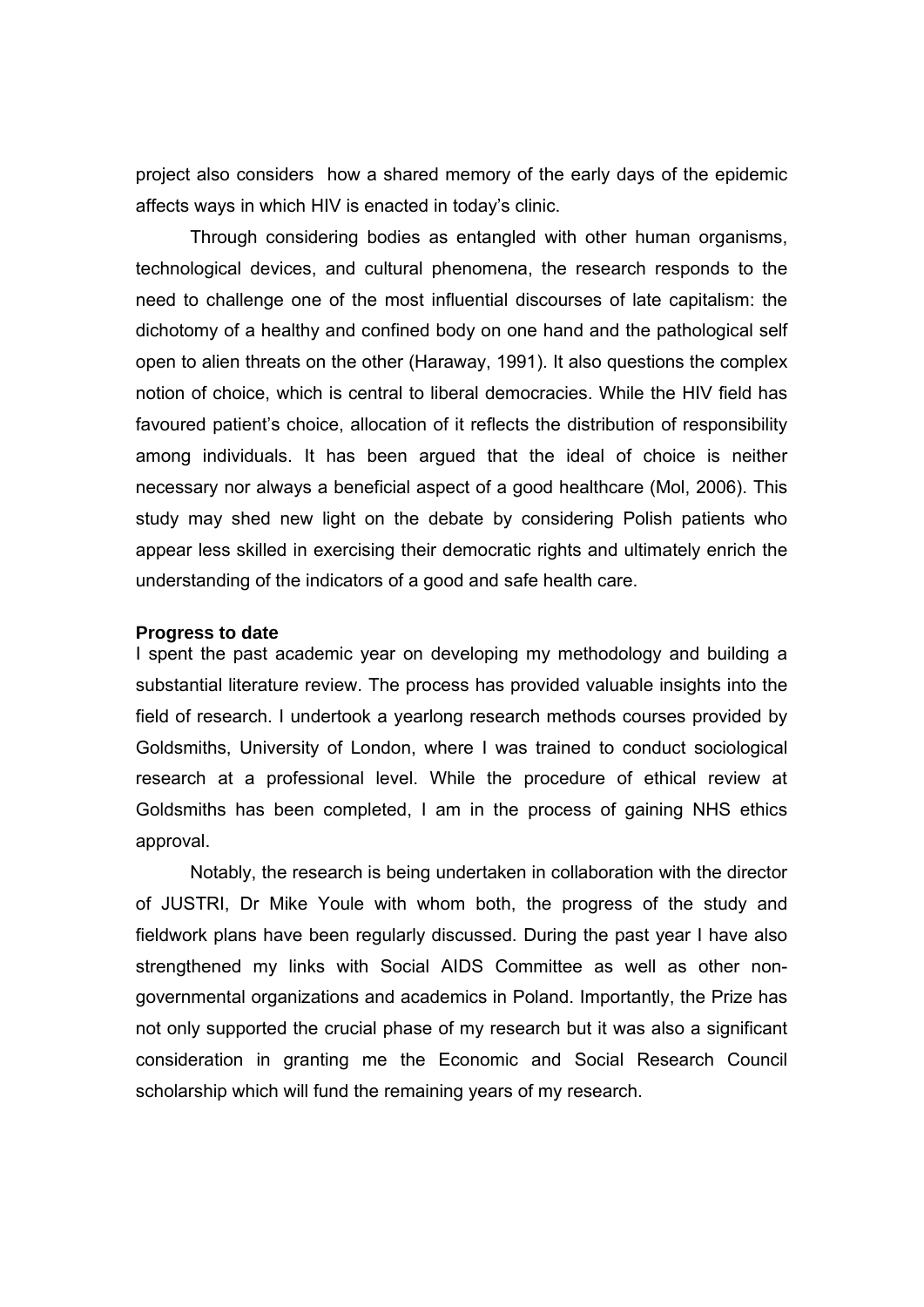project also considers how a shared memory of the early days of the epidemic affects ways in which HIV is enacted in today's clinic.

Through considering bodies as entangled with other human organisms, technological devices, and cultural phenomena, the research responds to the need to challenge one of the most influential discourses of late capitalism: the dichotomy of a healthy and confined body on one hand and the pathological self open to alien threats on the other (Haraway, 1991). It also questions the complex notion of choice, which is central to liberal democracies. While the HIV field has favoured patient's choice, allocation of it reflects the distribution of responsibility among individuals. It has been argued that the ideal of choice is neither necessary nor always a beneficial aspect of a good healthcare (Mol, 2006). This study may shed new light on the debate by considering Polish patients who appear less skilled in exercising their democratic rights and ultimately enrich the understanding of the indicators of a good and safe health care.

**Progress to date**

I spent the past academic year on developing my methodology and building a substantial literature review. The process has provided valuable insights into the field of research. I undertook a yearlong research methods courses provided by Goldsmiths, University of London, where I was trained to conduct sociological research at a professional level. While the procedure of ethical review at Goldsmiths has been completed, I am in the process of gaining NHS ethics approval.

Notably, the research is being undertaken in collaboration with the director of JUSTRI, Dr Mike Youle with whom both, the progress of the study and fieldwork plans have been regularly discussed. During the past year I have also strengthened my links with Social AIDS Committee as well as other non-governmental organizations and academics in Poland. Importantly, the Prize has not only supported the crucial phase of my research but it was also a significant consideration in granting me the Economic and Social Research Council scholarship which will fund the remaining years of my research.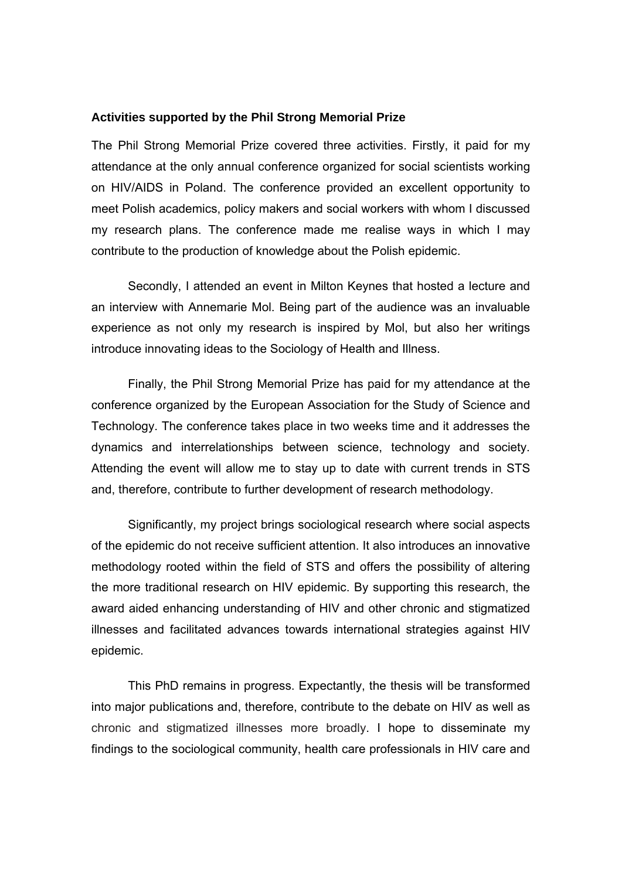**Activities supported by the Phil Strong Memorial Prize**

The Phil Strong Memorial Prize covered three activities. Firstly, it paid for my attendance at the only annual conference organized for social scientists working on HIV/AIDS in Poland. The conference provided an excellent opportunity to meet Polish academics, policy makers and social workers with whom I discussed my research plans. The conference made me realise ways in which I may contribute to the production of knowledge about the Polish epidemic.

Secondly, I attended an event in Milton Keynes that hosted a lecture and an interview with Annemarie Mol. Being part of the audience was an invaluable experience as not only my research is inspired by Mol, but also her writings introduce innovating ideas to the Sociology of Health and Illness.

Finally, the Phil Strong Memorial Prize has paid for my attendance at the conference organized by the European Association for the Study of Science and Technology. The conference takes place in two weeks time and it addresses the dynamics and interrelationships between science, technology and society. Attending the event will allow me to stay up to date with current trends in STS and, therefore, contribute to further development of research methodology.

Significantly, my project brings sociological research where social aspects of the epidemic do not receive sufficient attention. It also introduces an innovative methodology rooted within the field of STS and offers the possibility of altering the more traditional research on HIV epidemic. By supporting this research, the award aided enhancing understanding of HIV and other chronic and stigmatized illnesses and facilitated advances towards international strategies against HIV epidemic.

This PhD remains in progress. Expectantly, the thesis will be transformed into major publications and, therefore, contribute to the debate on HIV as well as chronic and stigmatized illnesses more broadly. I hope to disseminate my findings to the sociological community, health care professionals in HIV care and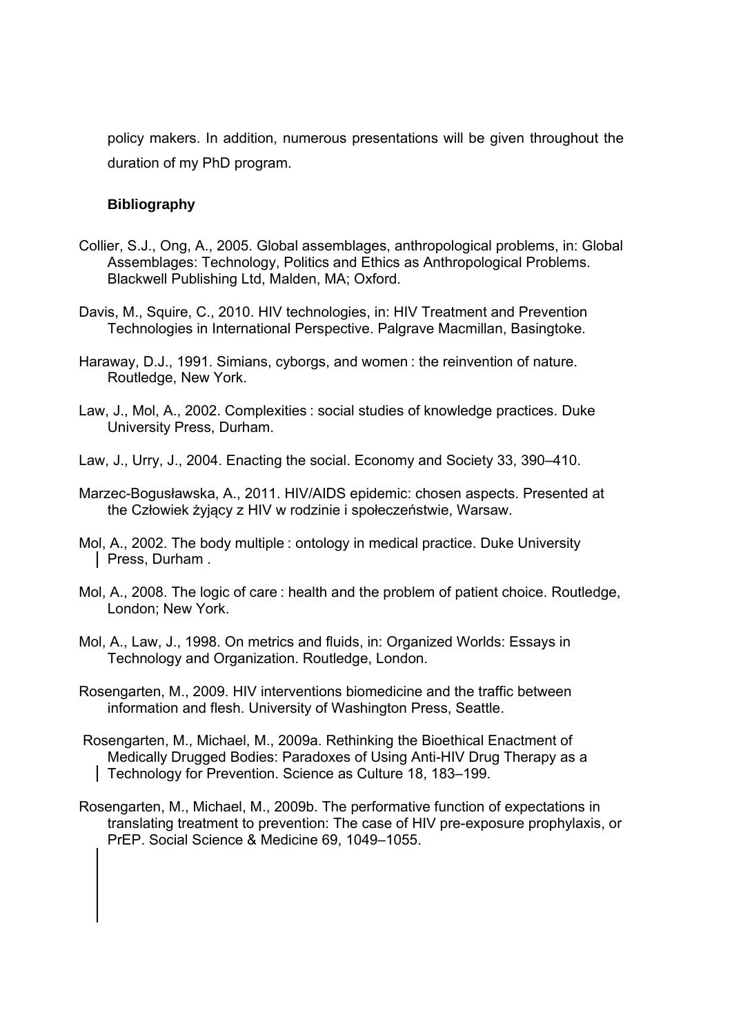policy makers. In addition, numerous presentations will be given throughout the duration of my PhD program.

**Bibliography**

Collier, S.J., Ong, A., 2005. Global assemblages, anthropological problems, in: Global Assemblages: Technology, Politics and Ethics as Anthropological Problems. Blackwell Publishing Ltd, Malden, MA; Oxford.

Davis, M., Squire, C., 2010. HIV technologies, in: HIV Treatment and Prevention Technologies in International Perspective. Palgrave Macmillan, Basingtoke.

Haraway, D.J., 1991. Simians, cyborgs, and women : the reinvention of nature. Routledge, New York.

Law, J., Mol, A., 2002. Complexities : social studies of knowledge practices. Duke University Press, Durham.

Law, J., Urry, J., 2004. Enacting the social. Economy and Society 33, 390–410.

Marzec-Bogusławska, A., 2011. HIV/AIDS epidemic: chosen aspects. Presented at the Człowiek żyjący z HIV w rodzinie i społeczeństwie, Warsaw.

Mol, A., 2002. The body multiple : ontology in medical practice. Duke University Press, Durham .

Mol, A., 2008. The logic of care : health and the problem of patient choice. Routledge, London; New York.

Mol, A., Law, J., 1998. On metrics and fluids, in: Organized Worlds: Essays in Technology and Organization. Routledge, London.

Rosengarten, M., 2009. HIV interventions biomedicine and the traffic between information and flesh. University of Washington Press, Seattle.

Rosengarten, M., Michael, M., 2009a. Rethinking the Bioethical Enactment of Medically Drugged Bodies: Paradoxes of Using Anti-HIV Drug Therapy as a Technology for Prevention. Science as Culture 18, 183–199.

Rosengarten, M., Michael, M., 2009b. The performative function of expectations in translating treatment to prevention: The case of HIV pre-exposure prophylaxis, or PrEP. Social Science & Medicine 69, 1049–1055.